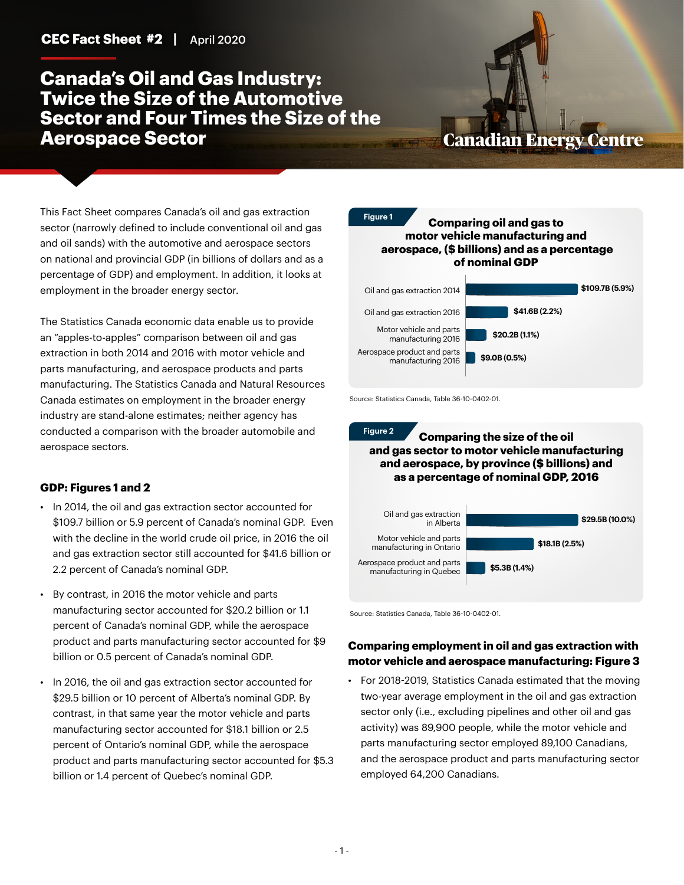CEC Fact Sheet #2 | April 2020

# Canada's Oil and Gas Industry: Twice the Size of the Automotive Sector and Four Times the Size of the Aerospace Sector

Canadian Energy Centre

This Fact Sheet compares Canada's oil and gas extraction sector (narrowly defined to include conventional oil and gas and oil sands) with the automotive and aerospace sectors on national and provincial GDP (in billions of dollars and as a percentage of GDP) and employment. In addition, it looks at employment in the broader energy sector.

The Statistics Canada economic data enable us to provide an "apples-to-apples" comparison between oil and gas extraction in both 2014 and 2016 with motor vehicle and parts manufacturing, and aerospace products and parts manufacturing. The Statistics Canada and Natural Resources Canada estimates on employment in the broader energy industry are stand-alone estimates; neither agency has conducted a comparison with the broader automobile and aerospace sectors.

### GDP: Figures 1 and 2

- In 2014, the oil and gas extraction sector accounted for $109.7 billion or 5.9 percent of Canada's nominal GDP. Even with the decline in the world crude oil price, in 2016 the oil and gas extraction sector still accounted for $41.6 billion or 2.2 percent of Canada's nominal GDP.
- By contrast, in 2016 the motor vehicle and parts manufacturing sector accounted for $20.2 billion or 1.1 percent of Canada's nominal GDP, while the aerospace product and parts manufacturing sector accounted for $9 billion or 0.5 percent of Canada's nominal GDP.
- In 2016, the oil and gas extraction sector accounted for $29.5 billion or 10 percent of Alberta's nominal GDP. By contrast, in that same year the motor vehicle and parts manufacturing sector accounted for $18.1 billion or 2.5 percent of Ontario's nominal GDP, while the aerospace product and parts manufacturing sector accounted for $5.3 billion or 1.4 percent of Quebec's nominal GDP.

**Figure 1** Comparing oil and gas to motor vehicle manufacturing and aerospace, ($ billions) and as a percentage of nominal GDP

| Sector | Value |
|---|---|
| Oil and gas extraction 2014 | $109.7B (5.9%) |
| Oil and gas extraction 2016 | $41.6B (2.2%) |
| Motor vehicle and parts manufacturing 2016 | $20.2B (1.1%) |
| Aerospace product and parts manufacturing 2016 | $9.0B (0.5%) |

Source: Statistics Canada, Table 36-10-0402-01.

**Figure 2** Comparing the size of the oil and gas sector to motor vehicle manufacturing and aerospace, by province ($ billions) and as a percentage of nominal GDP, 2016

| Sector | Value |
|---|---|
| Oil and gas extraction in Alberta | $29.5B (10.0%) |
| Motor vehicle and parts manufacturing in Ontario | $18.1B (2.5%) |
| Aerospace product and parts manufacturing in Quebec | $5.3B (1.4%) |

Source: Statistics Canada, Table 36-10-0402-01.

### Comparing employment in oil and gas extraction with motor vehicle and aerospace manufacturing: Figure 3

- For 2018-2019, Statistics Canada estimated that the moving two-year average employment in the oil and gas extraction sector only (i.e., excluding pipelines and other oil and gas activity) was 89,900 people, while the motor vehicle and parts manufacturing sector employed 89,100 Canadians, and the aerospace product and parts manufacturing sector employed 64,200 Canadians.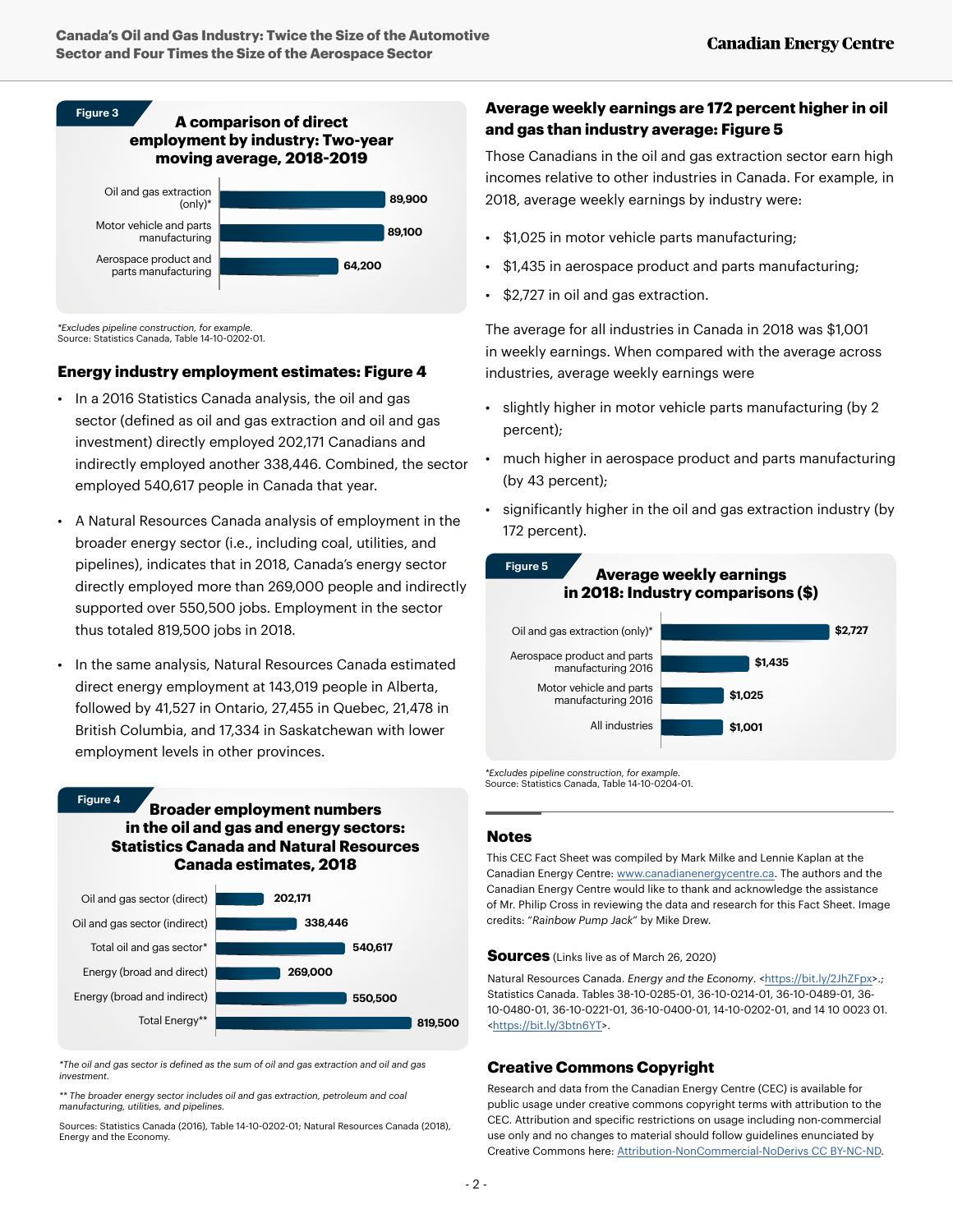Figure 3

### A comparison of direct employment by industry: Two-year moving average, 2018-2019

Oil and gas extraction (only)*
89,900

Motor vehicle and parts manufacturing
89,100

Aerospace product and parts manufacturing
64,200

*Excludes pipeline construction, for example.
Source: Statistics Canada, Table 14-10-0202-01.

## Energy industry employment estimates: Figure 4

- In a 2016 Statistics Canada analysis, the oil and gas sector (defined as oil and gas extraction and oil and gas investment) directly employed 202,171 Canadians and indirectly employed another 338,446. Combined, the sector employed 540,617 people in Canada that year.
- A Natural Resources Canada analysis of employment in the broader energy sector (i.e., including coal, utilities, and pipelines), indicates that in 2018, Canada's energy sector directly employed more than 269,000 people and indirectly supported over 550,500 jobs. Employment in the sector thus totaled 819,500 jobs in 2018.
- In the same analysis, Natural Resources Canada estimated direct energy employment at 143,019 people in Alberta, followed by 41,527 in Ontario, 27,455 in Quebec, 21,478 in British Columbia, and 17,334 in Saskatchewan with lower employment levels in other provinces.

Figure 4

### Broader employment numbers in the oil and gas and energy sectors: Statistics Canada and Natural Resources Canada estimates, 2018

Oil and gas sector (direct)
202,171

Oil and gas sector (indirect)
338,446

Total oil and gas sector*
540,617

Energy (broad and direct)
269,000

Energy (broad and indirect)
550,500

Total Energy**
819,500

*The oil and gas sector is defined as the sum of oil and gas extraction and oil and gas investment.

** The broader energy sector includes oil and gas extraction, petroleum and coal manufacturing, utilities, and pipelines.

Sources: Statistics Canada (2016), Table 14-10-0202-01; Natural Resources Canada (2018), Energy and the Economy.

## Average weekly earnings are 172 percent higher in oil and gas than industry average: Figure 5

Those Canadians in the oil and gas extraction sector earn high incomes relative to other industries in Canada. For example, in 2018, average weekly earnings by industry were:

- $1,025 in motor vehicle parts manufacturing;
- $1,435 in aerospace product and parts manufacturing;
- $2,727 in oil and gas extraction.

The average for all industries in Canada in 2018 was $1,001 in weekly earnings. When compared with the average across industries, average weekly earnings were

- slightly higher in motor vehicle parts manufacturing (by 2 percent);
- much higher in aerospace product and parts manufacturing (by 43 percent);
- significantly higher in the oil and gas extraction industry (by 172 percent).

Figure 5

### Average weekly earnings in 2018: Industry comparisons ($)

Oil and gas extraction (only)*
$2,727

Aerospace product and parts manufacturing 2016
$1,435

Motor vehicle and parts manufacturing 2016
$1,025

All industries
$1,001

*Excludes pipeline construction, for example.
Source: Statistics Canada, Table 14-10-0204-01.

## Notes

This CEC Fact Sheet was compiled by Mark Milke and Lennie Kaplan at the Canadian Energy Centre: www.canadianenergycentre.ca. The authors and the Canadian Energy Centre would like to thank and acknowledge the assistance of Mr. Philip Cross in reviewing the data and research for this Fact Sheet. Image credits: "*Rainbow Pump Jack*" by Mike Drew.

## Sources (Links live as of March 26, 2020)

Natural Resources Canada. *Energy and the Economy*. <https://bit.ly/2JhZFpx>.; Statistics Canada. Tables 38-10-0285-01, 36-10-0214-01, 36-10-0489-01, 36-10-0480-01, 36-10-0221-01, 36-10-0400-01, 14-10-0202-01, and 14 10 0023 01. <https://bit.ly/3btn6YT>.

## Creative Commons Copyright

Research and data from the Canadian Energy Centre (CEC) is available for public usage under creative commons copyright terms with attribution to the CEC. Attribution and specific restrictions on usage including non-commercial use only and no changes to material should follow guidelines enunciated by Creative Commons here: Attribution-NonCommercial-NoDerivs CC BY-NC-ND.